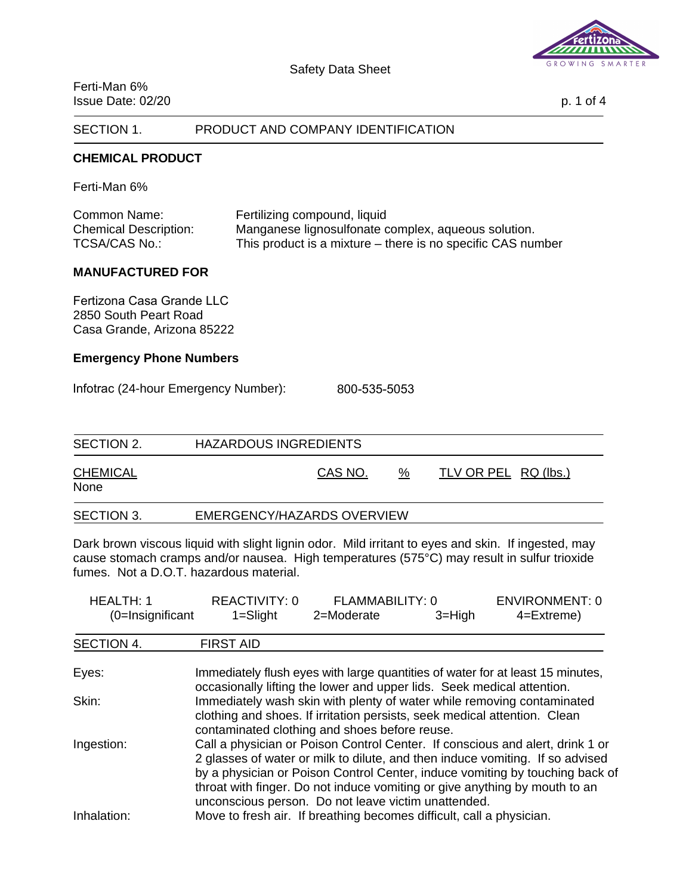Safety Data Sheet

Ferti-Man 6%
Issue Date: 02/20

## SECTION 1. PRODUCT AND COMPANY IDENTIFICATION

### CHEMICAL PRODUCT

Ferti-Man 6%

| | |
|---|---|
| Common Name: | Fertilizing compound, liquid |
| Chemical Description: | Manganese lignosulfonate complex, aqueous solution. |
| TCSA/CAS No.: | This product is a mixture – there is no specific CAS number |

### MANUFACTURED FOR

Fertizona Casa Grande LLC
2850 South Peart Road
Casa Grande, Arizona 85222

### Emergency Phone Numbers

Infotrac (24-hour Emergency Number): 800-535-5053

## SECTION 2. HAZARDOUS INGREDIENTS

| CHEMICAL | CAS NO. | % | TLV OR PEL | RQ (lbs.) |
|---|---|---|---|---|
| None | | | | |

## SECTION 3. EMERGENCY/HAZARDS OVERVIEW

Dark brown viscous liquid with slight lignin odor. Mild irritant to eyes and skin. If ingested, may cause stomach cramps and/or nausea. High temperatures (575°C) may result in sulfur trioxide fumes. Not a D.O.T. hazardous material.

| HEALTH: 1 | REACTIVITY: 0 | FLAMMABILITY: 0 | | ENVIRONMENT: 0 |
|---|---|---|---|---|
| (0=Insignificant | 1=Slight | 2=Moderate | 3=High | 4=Extreme) |

## SECTION 4. FIRST AID

**Eyes:** Immediately flush eyes with large quantities of water for at least 15 minutes, occasionally lifting the lower and upper lids. Seek medical attention.

**Skin:** Immediately wash skin with plenty of water while removing contaminated clothing and shoes. If irritation persists, seek medical attention. Clean contaminated clothing and shoes before reuse.

**Ingestion:** Call a physician or Poison Control Center. If conscious and alert, drink 1 or 2 glasses of water or milk to dilute, and then induce vomiting. If so advised by a physician or Poison Control Center, induce vomiting by touching back of throat with finger. Do not induce vomiting or give anything by mouth to an unconscious person. Do not leave victim unattended.

**Inhalation:** Move to fresh air. If breathing becomes difficult, call a physician.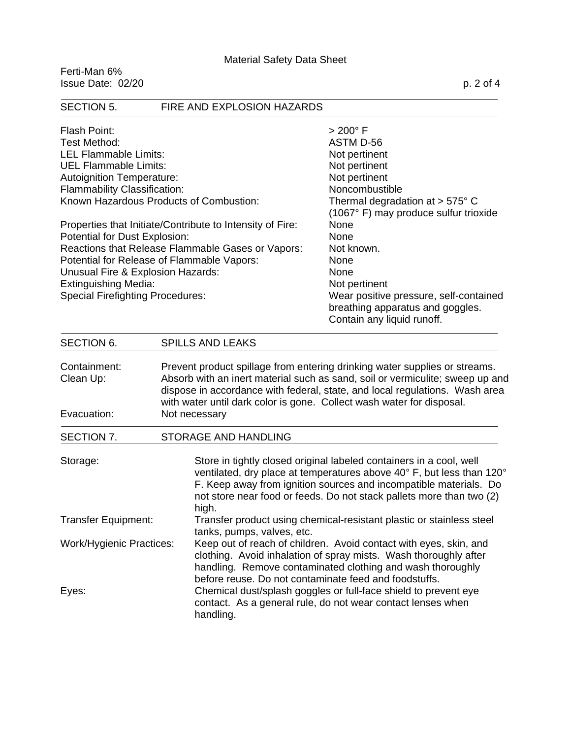## SECTION 5. FIRE AND EXPLOSION HAZARDS

| | |
|---|---|
| Flash Point: | > 200° F |
| Test Method: | ASTM D-56 |
| LEL Flammable Limits: | Not pertinent |
| UEL Flammable Limits: | Not pertinent |
| Autoignition Temperature: | Not pertinent |
| Flammability Classification: | Noncombustible |
| Known Hazardous Products of Combustion: | Thermal degradation at > 575° C (1067° F) may produce sulfur trioxide |
| Properties that Initiate/Contribute to Intensity of Fire: | None |
| Potential for Dust Explosion: | None |
| Reactions that Release Flammable Gases or Vapors: | Not known. |
| Potential for Release of Flammable Vapors: | None |
| Unusual Fire & Explosion Hazards: | None |
| Extinguishing Media: | Not pertinent |
| Special Firefighting Procedures: | Wear positive pressure, self-contained breathing apparatus and goggles. Contain any liquid runoff. |

## SECTION 6. SPILLS AND LEAKS

| | |
|---|---|
| Containment: | Prevent product spillage from entering drinking water supplies or streams. |
| Clean Up: | Absorb with an inert material such as sand, soil or vermiculite; sweep up and dispose in accordance with federal, state, and local regulations. Wash area with water until dark color is gone. Collect wash water for disposal. |
| Evacuation: | Not necessary |

## SECTION 7. STORAGE AND HANDLING

| | |
|---|---|
| Storage: | Store in tightly closed original labeled containers in a cool, well ventilated, dry place at temperatures above 40° F, but less than 120° F. Keep away from ignition sources and incompatible materials. Do not store near food or feeds. Do not stack pallets more than two (2) high. |
| Transfer Equipment: | Transfer product using chemical-resistant plastic or stainless steel tanks, pumps, valves, etc. |
| Work/Hygienic Practices: | Keep out of reach of children. Avoid contact with eyes, skin, and clothing. Avoid inhalation of spray mists. Wash thoroughly after handling. Remove contaminated clothing and wash thoroughly before reuse. Do not contaminate feed and foodstuffs. |
| Eyes: | Chemical dust/splash goggles or full-face shield to prevent eye contact. As a general rule, do not wear contact lenses when handling. |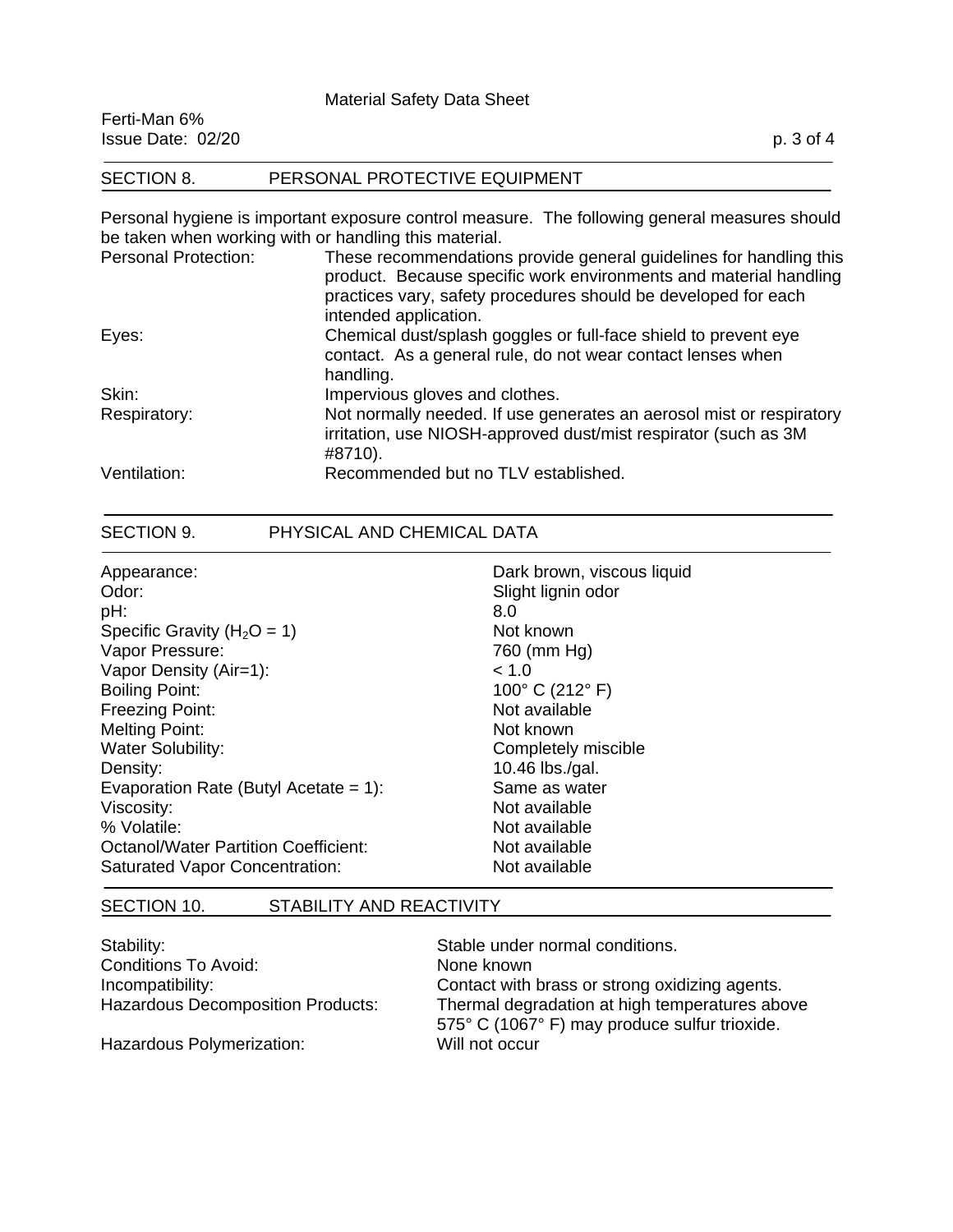## SECTION 8. PERSONAL PROTECTIVE EQUIPMENT

Personal hygiene is important exposure control measure. The following general measures should be taken when working with or handling this material.

| | |
|---|---|
| Personal Protection: | These recommendations provide general guidelines for handling this product. Because specific work environments and material handling practices vary, safety procedures should be developed for each intended application. |
| Eyes: | Chemical dust/splash goggles or full-face shield to prevent eye contact. As a general rule, do not wear contact lenses when handling. |
| Skin: | Impervious gloves and clothes. |
| Respiratory: | Not normally needed. If use generates an aerosol mist or respiratory irritation, use NIOSH-approved dust/mist respirator (such as 3M #8710). |
| Ventilation: | Recommended but no TLV established. |

## SECTION 9. PHYSICAL AND CHEMICAL DATA

| | |
|---|---|
| Appearance: | Dark brown, viscous liquid |
| Odor: | Slight lignin odor |
| pH: | 8.0 |
| Specific Gravity ($H_2O$ = 1) | Not known |
| Vapor Pressure: | 760 (mm Hg) |
| Vapor Density (Air=1): | < 1.0 |
| Boiling Point: | 100° C (212° F) |
| Freezing Point: | Not available |
| Melting Point: | Not known |
| Water Solubility: | Completely miscible |
| Density: | 10.46 lbs./gal. |
| Evaporation Rate (Butyl Acetate = 1): | Same as water |
| Viscosity: | Not available |
| % Volatile: | Not available |
| Octanol/Water Partition Coefficient: | Not available |
| Saturated Vapor Concentration: | Not available |

## SECTION 10. STABILITY AND REACTIVITY

| | |
|---|---|
| Stability: | Stable under normal conditions. |
| Conditions To Avoid: | None known |
| Incompatibility: | Contact with brass or strong oxidizing agents. |
| Hazardous Decomposition Products: | Thermal degradation at high temperatures above 575° C (1067° F) may produce sulfur trioxide. |
| Hazardous Polymerization: | Will not occur |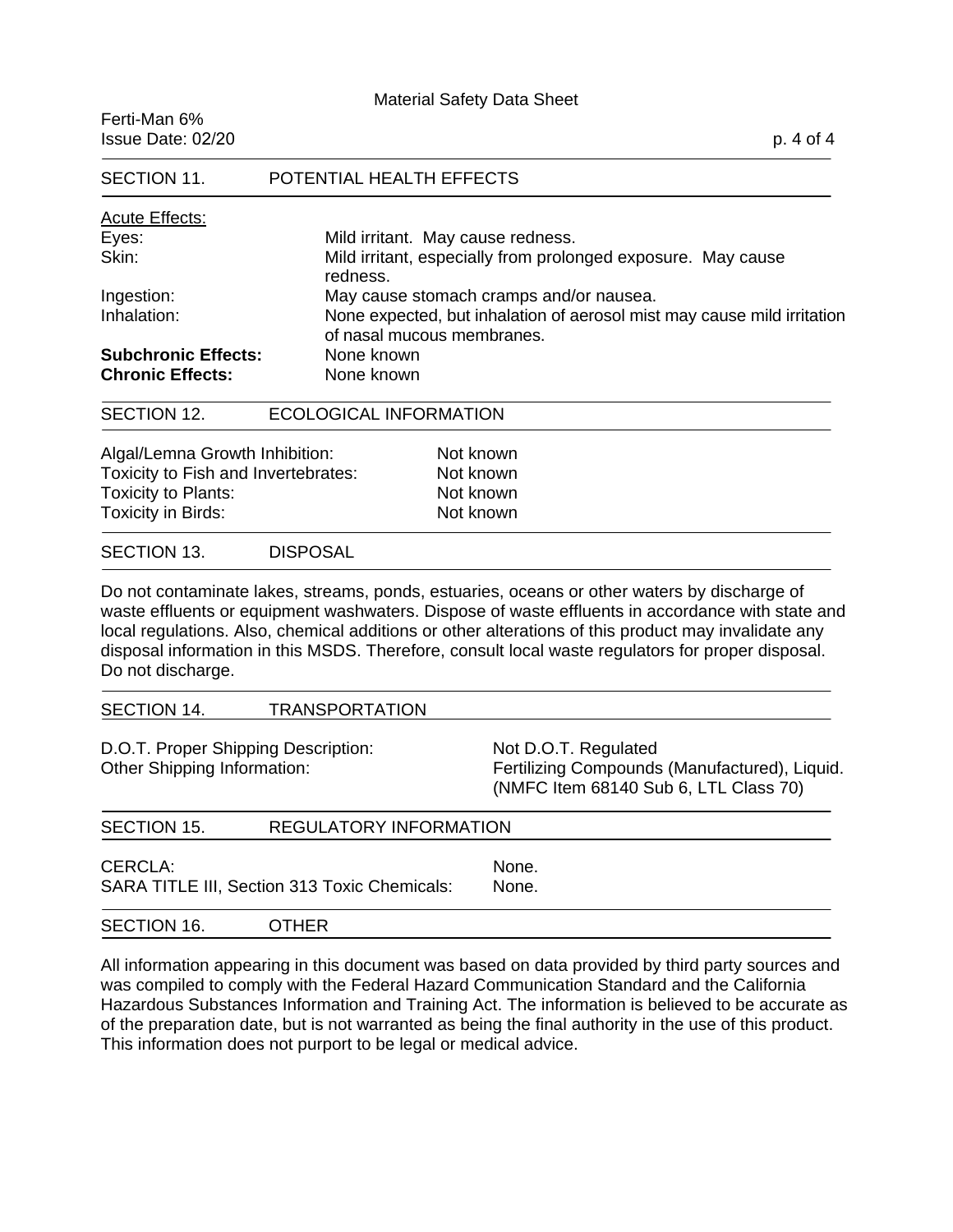## SECTION 11. POTENTIAL HEALTH EFFECTS

<u>Acute Effects:</u>

| | |
|---|---|
| Eyes: | Mild irritant. May cause redness. |
| Skin: | Mild irritant, especially from prolonged exposure. May cause redness. |
| Ingestion: | May cause stomach cramps and/or nausea. |
| Inhalation: | None expected, but inhalation of aerosol mist may cause mild irritation of nasal mucous membranes. |
| **Subchronic Effects:** | None known |
| **Chronic Effects:** | None known |

## SECTION 12. ECOLOGICAL INFORMATION

| | |
|---|---|
| Algal/Lemna Growth Inhibition: | Not known |
| Toxicity to Fish and Invertebrates: | Not known |
| Toxicity to Plants: | Not known |
| Toxicity in Birds: | Not known |

## SECTION 13. DISPOSAL

Do not contaminate lakes, streams, ponds, estuaries, oceans or other waters by discharge of waste effluents or equipment washwaters. Dispose of waste effluents in accordance with state and local regulations. Also, chemical additions or other alterations of this product may invalidate any disposal information in this MSDS. Therefore, consult local waste regulators for proper disposal. Do not discharge.

## SECTION 14. TRANSPORTATION

| | |
|---|---|
| D.O.T. Proper Shipping Description: | Not D.O.T. Regulated |
| Other Shipping Information: | Fertilizing Compounds (Manufactured), Liquid. (NMFC Item 68140 Sub 6, LTL Class 70) |

## SECTION 15. REGULATORY INFORMATION

| | |
|---|---|
| CERCLA: | None. |
| SARA TITLE III, Section 313 Toxic Chemicals: | None. |

## SECTION 16. OTHER

All information appearing in this document was based on data provided by third party sources and was compiled to comply with the Federal Hazard Communication Standard and the California Hazardous Substances Information and Training Act. The information is believed to be accurate as of the preparation date, but is not warranted as being the final authority in the use of this product. This information does not purport to be legal or medical advice.